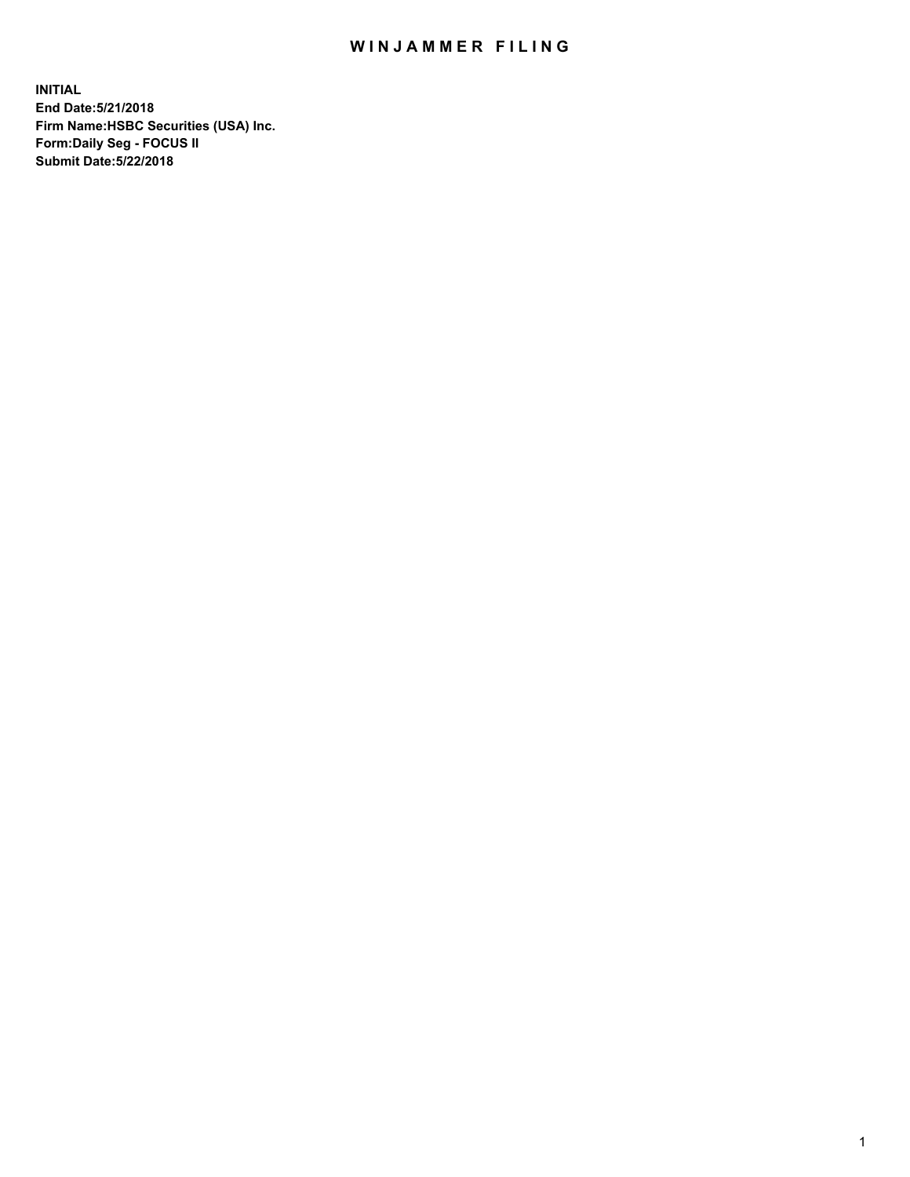# WINJAMMER FILING

**INITIAL**
**End Date:5/21/2018**
**Firm Name:HSBC Securities (USA) Inc.**
**Form:Daily Seg - FOCUS II**
**Submit Date:5/22/2018**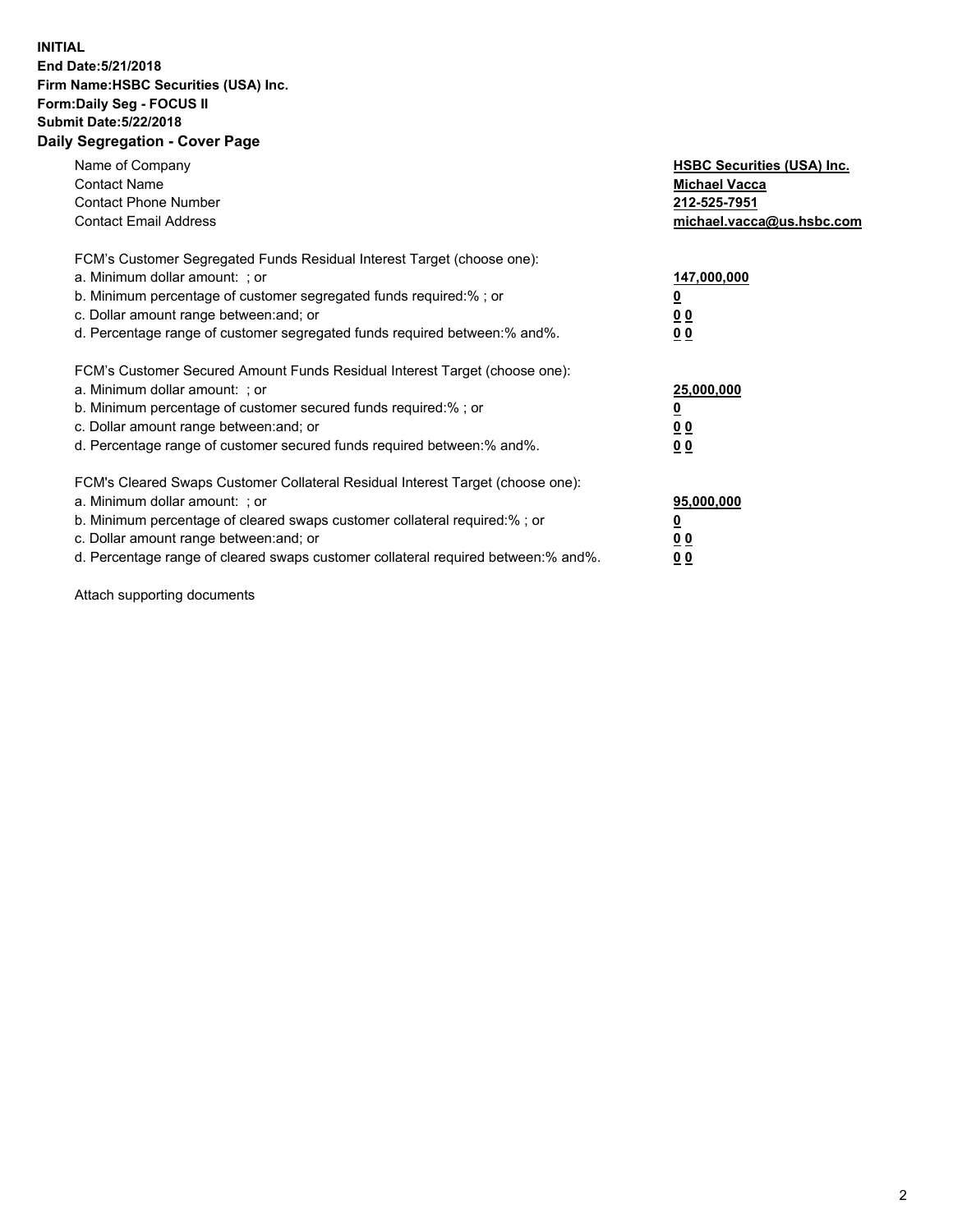**INITIAL**
**End Date:5/21/2018**
**Firm Name:HSBC Securities (USA) Inc.**
**Form:Daily Seg - FOCUS II**
**Submit Date:5/22/2018**

## Daily Segregation - Cover Page

| | |
|---|---|
| Name of Company | **HSBC Securities (USA) Inc.** |
| Contact Name | **Michael Vacca** |
| Contact Phone Number | **212-525-7951** |
| Contact Email Address | **michael.vacca@us.hsbc.com** |

| | |
|---|---|
| FCM's Customer Segregated Funds Residual Interest Target (choose one): | |
| a. Minimum dollar amount: ; or | **147,000,000** |
| b. Minimum percentage of customer segregated funds required:% ; or | **0** |
| c. Dollar amount range between:and; or | **0 0** |
| d. Percentage range of customer segregated funds required between:% and%. | **0 0** |
| FCM's Customer Secured Amount Funds Residual Interest Target (choose one): | |
| a. Minimum dollar amount: ; or | **25,000,000** |
| b. Minimum percentage of customer secured funds required:% ; or | **0** |
| c. Dollar amount range between:and; or | **0 0** |
| d. Percentage range of customer secured funds required between:% and%. | **0 0** |
| FCM's Cleared Swaps Customer Collateral Residual Interest Target (choose one): | |
| a. Minimum dollar amount: ; or | **95,000,000** |
| b. Minimum percentage of cleared swaps customer collateral required:% ; or | **0** |
| c. Dollar amount range between:and; or | **0 0** |
| d. Percentage range of cleared swaps customer collateral required between:% and%. | **0 0** |

Attach supporting documents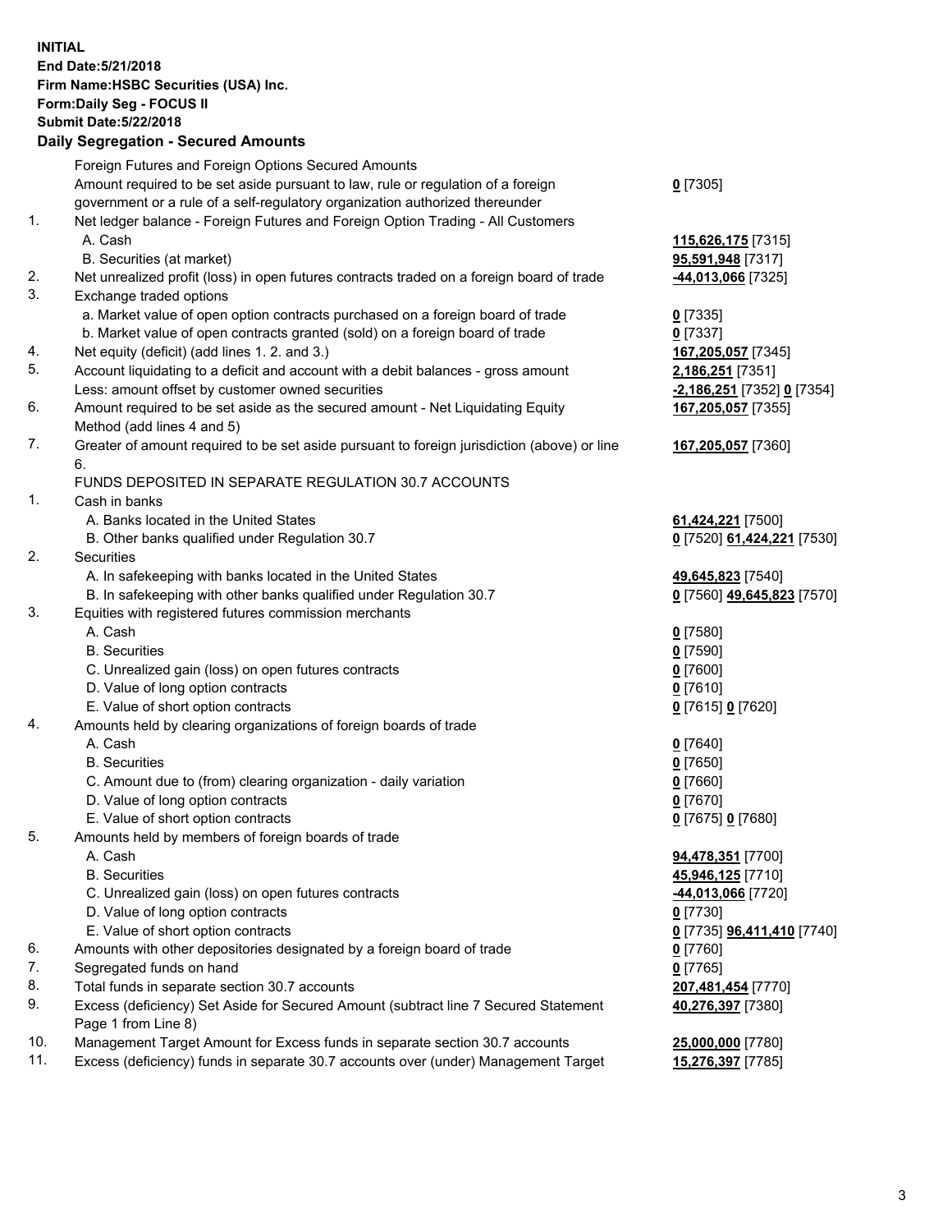**INITIAL**
**End Date:5/21/2018**
**Firm Name:HSBC Securities (USA) Inc.**
**Form:Daily Seg - FOCUS II**
**Submit Date:5/22/2018**

**Daily Segregation - Secured Amounts**

| | | |
|---|---|---|
| | Foreign Futures and Foreign Options Secured Amounts | |
| | Amount required to be set aside pursuant to law, rule or regulation of a foreign government or a rule of a self-regulatory organization authorized thereunder | **0** [7305] |
| 1. | Net ledger balance - Foreign Futures and Foreign Option Trading - All Customers | |
| | A. Cash | **115,626,175** [7315] |
| | B. Securities (at market) | **95,591,948** [7317] |
| 2. | Net unrealized profit (loss) in open futures contracts traded on a foreign board of trade | **-44,013,066** [7325] |
| 3. | Exchange traded options | |
| | a. Market value of open option contracts purchased on a foreign board of trade | **0** [7335] |
| | b. Market value of open contracts granted (sold) on a foreign board of trade | **0** [7337] |
| 4. | Net equity (deficit) (add lines 1. 2. and 3.) | **167,205,057** [7345] |
| 5. | Account liquidating to a deficit and account with a debit balances - gross amount | **2,186,251** [7351] |
| | Less: amount offset by customer owned securities | **-2,186,251** [7352] **0** [7354] |
| 6. | Amount required to be set aside as the secured amount - Net Liquidating Equity Method (add lines 4 and 5) | **167,205,057** [7355] |
| 7. | Greater of amount required to be set aside pursuant to foreign jurisdiction (above) or line 6. | **167,205,057** [7360] |
| | FUNDS DEPOSITED IN SEPARATE REGULATION 30.7 ACCOUNTS | |
| 1. | Cash in banks | |
| | A. Banks located in the United States | **61,424,221** [7500] |
| | B. Other banks qualified under Regulation 30.7 | **0** [7520] **61,424,221** [7530] |
| 2. | Securities | |
| | A. In safekeeping with banks located in the United States | **49,645,823** [7540] |
| | B. In safekeeping with other banks qualified under Regulation 30.7 | **0** [7560] **49,645,823** [7570] |
| 3. | Equities with registered futures commission merchants | |
| | A. Cash | **0** [7580] |
| | B. Securities | **0** [7590] |
| | C. Unrealized gain (loss) on open futures contracts | **0** [7600] |
| | D. Value of long option contracts | **0** [7610] |
| | E. Value of short option contracts | **0** [7615] **0** [7620] |
| 4. | Amounts held by clearing organizations of foreign boards of trade | |
| | A. Cash | **0** [7640] |
| | B. Securities | **0** [7650] |
| | C. Amount due to (from) clearing organization - daily variation | **0** [7660] |
| | D. Value of long option contracts | **0** [7670] |
| | E. Value of short option contracts | **0** [7675] **0** [7680] |
| 5. | Amounts held by members of foreign boards of trade | |
| | A. Cash | **94,478,351** [7700] |
| | B. Securities | **45,946,125** [7710] |
| | C. Unrealized gain (loss) on open futures contracts | **-44,013,066** [7720] |
| | D. Value of long option contracts | **0** [7730] |
| | E. Value of short option contracts | **0** [7735] **96,411,410** [7740] |
| 6. | Amounts with other depositories designated by a foreign board of trade | **0** [7760] |
| 7. | Segregated funds on hand | **0** [7765] |
| 8. | Total funds in separate section 30.7 accounts | **207,481,454** [7770] |
| 9. | Excess (deficiency) Set Aside for Secured Amount (subtract line 7 Secured Statement Page 1 from Line 8) | **40,276,397** [7380] |
| 10. | Management Target Amount for Excess funds in separate section 30.7 accounts | **25,000,000** [7780] |
| 11. | Excess (deficiency) funds in separate 30.7 accounts over (under) Management Target | **15,276,397** [7785] |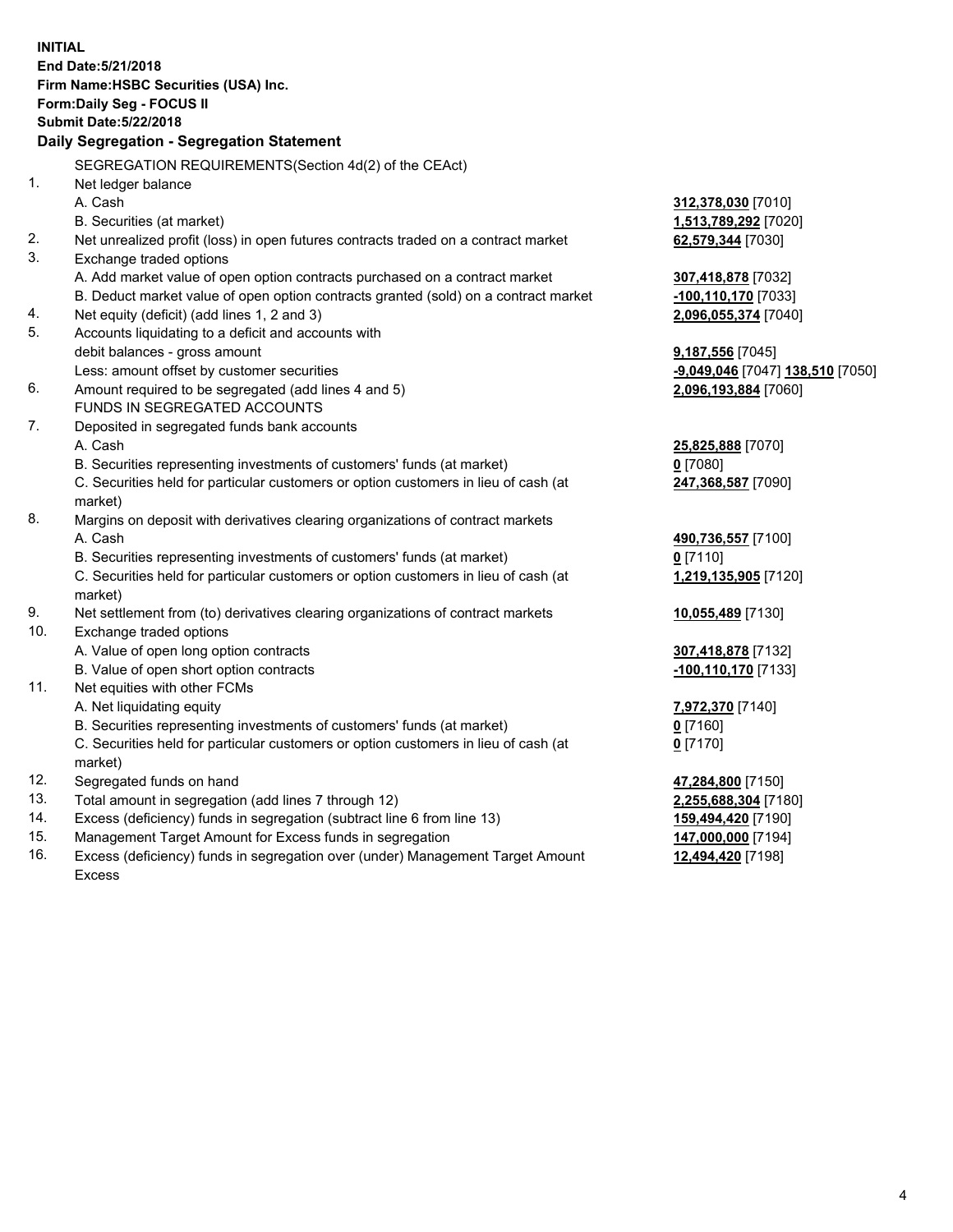**INITIAL**
**End Date:5/21/2018**
**Firm Name:HSBC Securities (USA) Inc.**
**Form:Daily Seg - FOCUS II**
**Submit Date:5/22/2018**
**Daily Segregation - Segregation Statement**

SEGREGATION REQUIREMENTS(Section 4d(2) of the CEAct)

| | | |
|---|---|---|
| 1. | Net ledger balance | |
| | A. Cash | **312,378,030** [7010] |
| | B. Securities (at market) | **1,513,789,292** [7020] |
| 2. | Net unrealized profit (loss) in open futures contracts traded on a contract market | **62,579,344** [7030] |
| 3. | Exchange traded options | |
| | A. Add market value of open option contracts purchased on a contract market | **307,418,878** [7032] |
| | B. Deduct market value of open option contracts granted (sold) on a contract market | **-100,110,170** [7033] |
| 4. | Net equity (deficit) (add lines 1, 2 and 3) | **2,096,055,374** [7040] |
| 5. | Accounts liquidating to a deficit and accounts with debit balances - gross amount | **9,187,556** [7045] |
| | Less: amount offset by customer securities | **-9,049,046** [7047] **138,510** [7050] |
| 6. | Amount required to be segregated (add lines 4 and 5) | **2,096,193,884** [7060] |
| | FUNDS IN SEGREGATED ACCOUNTS | |
| 7. | Deposited in segregated funds bank accounts | |
| | A. Cash | **25,825,888** [7070] |
| | B. Securities representing investments of customers' funds (at market) | **0** [7080] |
| | C. Securities held for particular customers or option customers in lieu of cash (at market) | **247,368,587** [7090] |
| 8. | Margins on deposit with derivatives clearing organizations of contract markets | |
| | A. Cash | **490,736,557** [7100] |
| | B. Securities representing investments of customers' funds (at market) | **0** [7110] |
| | C. Securities held for particular customers or option customers in lieu of cash (at market) | **1,219,135,905** [7120] |
| 9. | Net settlement from (to) derivatives clearing organizations of contract markets | **10,055,489** [7130] |
| 10. | Exchange traded options | |
| | A. Value of open long option contracts | **307,418,878** [7132] |
| | B. Value of open short option contracts | **-100,110,170** [7133] |
| 11. | Net equities with other FCMs | |
| | A. Net liquidating equity | **7,972,370** [7140] |
| | B. Securities representing investments of customers' funds (at market) | **0** [7160] |
| | C. Securities held for particular customers or option customers in lieu of cash (at market) | **0** [7170] |
| 12. | Segregated funds on hand | **47,284,800** [7150] |
| 13. | Total amount in segregation (add lines 7 through 12) | **2,255,688,304** [7180] |
| 14. | Excess (deficiency) funds in segregation (subtract line 6 from line 13) | **159,494,420** [7190] |
| 15. | Management Target Amount for Excess funds in segregation | **147,000,000** [7194] |
| 16. | Excess (deficiency) funds in segregation over (under) Management Target Amount Excess | **12,494,420** [7198] |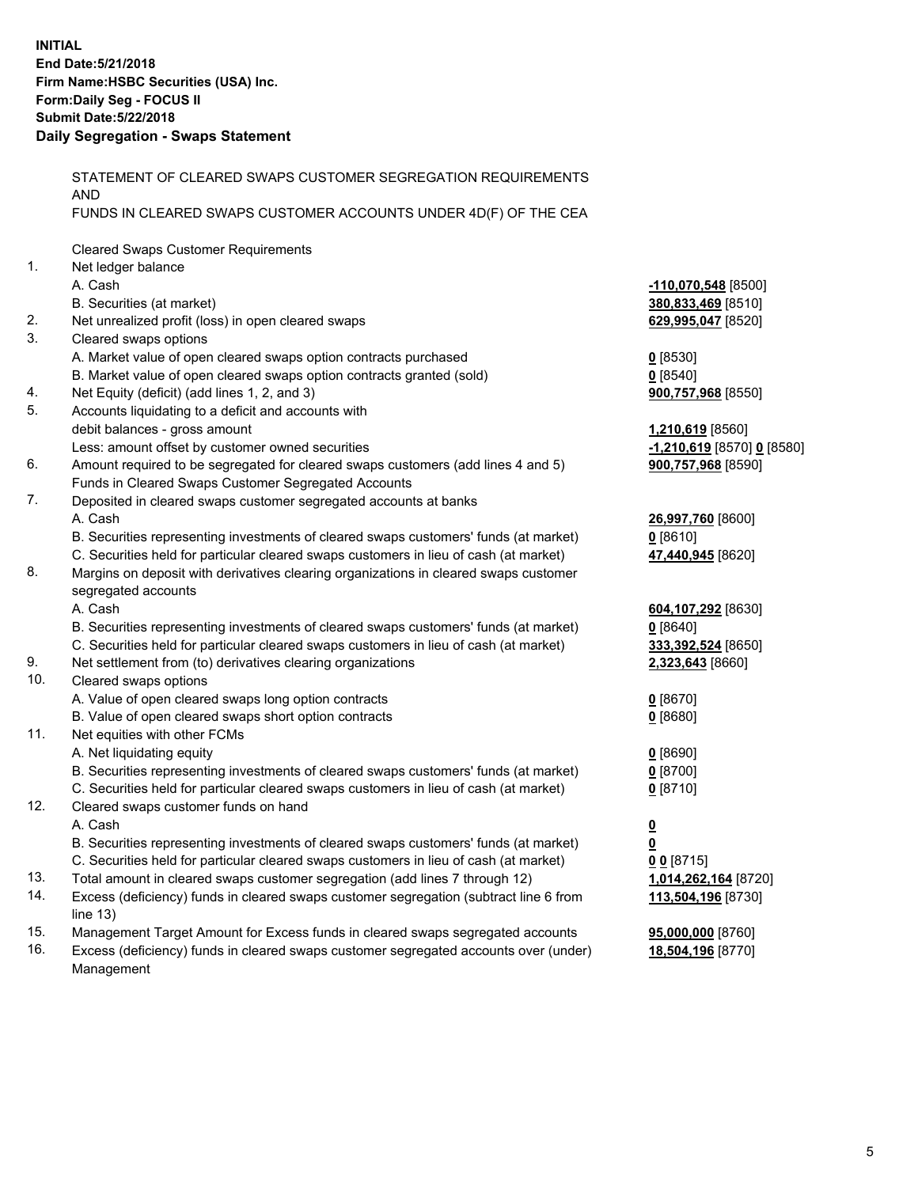**INITIAL**
**End Date:5/21/2018**
**Firm Name:HSBC Securities (USA) Inc.**
**Form:Daily Seg - FOCUS II**
**Submit Date:5/22/2018**
**Daily Segregation - Swaps Statement**

STATEMENT OF CLEARED SWAPS CUSTOMER SEGREGATION REQUIREMENTS AND FUNDS IN CLEARED SWAPS CUSTOMER ACCOUNTS UNDER 4D(F) OF THE CEA

| | | |
|---|---|---|
| | Cleared Swaps Customer Requirements | |
| 1. | Net ledger balance | |
| | A. Cash | **-110,070,548** [8500] |
| | B. Securities (at market) | **380,833,469** [8510] |
| 2. | Net unrealized profit (loss) in open cleared swaps | **629,995,047** [8520] |
| 3. | Cleared swaps options | |
| | A. Market value of open cleared swaps option contracts purchased | **0** [8530] |
| | B. Market value of open cleared swaps option contracts granted (sold) | **0** [8540] |
| 4. | Net Equity (deficit) (add lines 1, 2, and 3) | **900,757,968** [8550] |
| 5. | Accounts liquidating to a deficit and accounts with debit balances - gross amount | **1,210,619** [8560] |
| | Less: amount offset by customer owned securities | **-1,210,619** [8570] **0** [8580] |
| 6. | Amount required to be segregated for cleared swaps customers (add lines 4 and 5) | **900,757,968** [8590] |
| | Funds in Cleared Swaps Customer Segregated Accounts | |
| 7. | Deposited in cleared swaps customer segregated accounts at banks | |
| | A. Cash | **26,997,760** [8600] |
| | B. Securities representing investments of cleared swaps customers' funds (at market) | **0** [8610] |
| | C. Securities held for particular cleared swaps customers in lieu of cash (at market) | **47,440,945** [8620] |
| 8. | Margins on deposit with derivatives clearing organizations in cleared swaps customer segregated accounts | |
| | A. Cash | **604,107,292** [8630] |
| | B. Securities representing investments of cleared swaps customers' funds (at market) | **0** [8640] |
| | C. Securities held for particular cleared swaps customers in lieu of cash (at market) | **333,392,524** [8650] |
| 9. | Net settlement from (to) derivatives clearing organizations | **2,323,643** [8660] |
| 10. | Cleared swaps options | |
| | A. Value of open cleared swaps long option contracts | **0** [8670] |
| | B. Value of open cleared swaps short option contracts | **0** [8680] |
| 11. | Net equities with other FCMs | |
| | A. Net liquidating equity | **0** [8690] |
| | B. Securities representing investments of cleared swaps customers' funds (at market) | **0** [8700] |
| | C. Securities held for particular cleared swaps customers in lieu of cash (at market) | **0** [8710] |
| 12. | Cleared swaps customer funds on hand | |
| | A. Cash | **0** |
| | B. Securities representing investments of cleared swaps customers' funds (at market) | **0** |
| | C. Securities held for particular cleared swaps customers in lieu of cash (at market) | **0** **0** [8715] |
| 13. | Total amount in cleared swaps customer segregation (add lines 7 through 12) | **1,014,262,164** [8720] |
| 14. | Excess (deficiency) funds in cleared swaps customer segregation (subtract line 6 from line 13) | **113,504,196** [8730] |
| 15. | Management Target Amount for Excess funds in cleared swaps segregated accounts | **95,000,000** [8760] |
| 16. | Excess (deficiency) funds in cleared swaps customer segregated accounts over (under) Management | **18,504,196** [8770] |